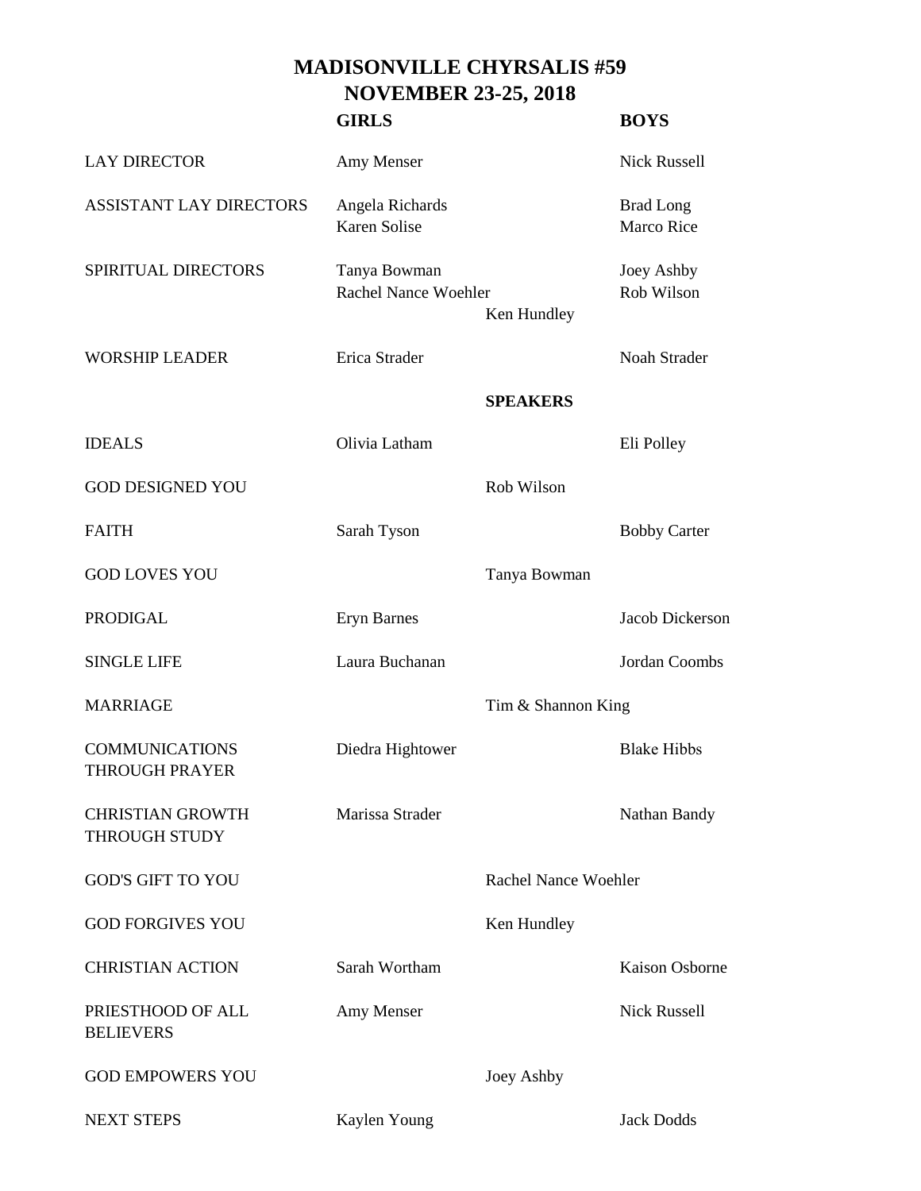# MADISONVILLE CHYRSALIS #59
# NOVEMBER 23-25, 2018

| | GIRLS | | BOYS |
|---|---|---|---|
| LAY DIRECTOR | Amy Menser | | Nick Russell |
| ASSISTANT LAY DIRECTORS | Angela Richards<br>Karen Solise | | Brad Long<br>Marco Rice |
| SPIRITUAL DIRECTORS | Tanya Bowman<br>Rachel Nance Woehler | Ken Hundley | Joey Ashby<br>Rob Wilson |
| WORSHIP LEADER | Erica Strader | | Noah Strader |
| | | **SPEAKERS** | |
| IDEALS | Olivia Latham | | Eli Polley |
| GOD DESIGNED YOU | | Rob Wilson | |
| FAITH | Sarah Tyson | | Bobby Carter |
| GOD LOVES YOU | | Tanya Bowman | |
| PRODIGAL | Eryn Barnes | | Jacob Dickerson |
| SINGLE LIFE | Laura Buchanan | | Jordan Coombs |
| MARRIAGE | | Tim & Shannon King | |
| COMMUNICATIONS THROUGH PRAYER | Diedra Hightower | | Blake Hibbs |
| CHRISTIAN GROWTH THROUGH STUDY | Marissa Strader | | Nathan Bandy |
| GOD'S GIFT TO YOU | | Rachel Nance Woehler | |
| GOD FORGIVES YOU | | Ken Hundley | |
| CHRISTIAN ACTION | Sarah Wortham | | Kaison Osborne |
| PRIESTHOOD OF ALL BELIEVERS | Amy Menser | | Nick Russell |
| GOD EMPOWERS YOU | | Joey Ashby | |
| NEXT STEPS | Kaylen Young | | Jack Dodds |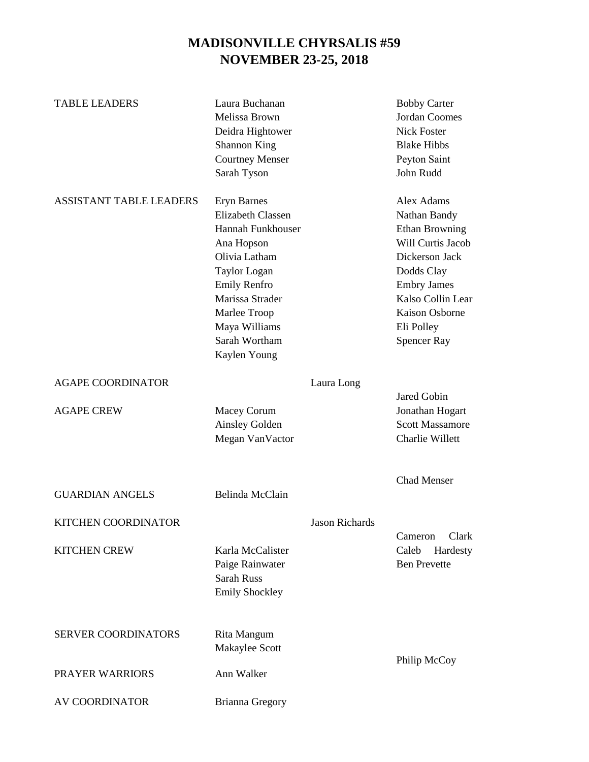# MADISONVILLE CHYRSALIS #59
# NOVEMBER 23-25, 2018

| | | | |
|---|---|---|---|
| TABLE LEADERS | Laura Buchanan | | Bobby Carter |
| | Melissa Brown | | Jordan Coomes |
| | Deidra Hightower | | Nick Foster |
| | Shannon King | | Blake Hibbs |
| | Courtney Menser | | Peyton Saint |
| | Sarah Tyson | | John Rudd |
| ASSISTANT TABLE LEADERS | Eryn Barnes | | Alex Adams |
| | Elizabeth Classen | | Nathan Bandy |
| | Hannah Funkhouser | | Ethan Browning |
| | Ana Hopson | | Will Curtis Jacob |
| | Olivia Latham | | Dickerson Jack |
| | Taylor Logan | | Dodds Clay |
| | Emily Renfro | | Embry James |
| | Marissa Strader | | Kalso Collin Lear |
| | Marlee Troop | | Kaison Osborne |
| | Maya Williams | | Eli Polley |
| | Sarah Wortham | | Spencer Ray |
| | Kaylen Young | | |
| AGAPE COORDINATOR | | Laura Long | |
| AGAPE CREW | Macey Corum | | Jared Gobin |
| | Ainsley Golden | | Jonathan Hogart |
| | Megan VanVactor | | Scott Massamore |
| | | | Charlie Willett |
| GUARDIAN ANGELS | Belinda McClain | | Chad Menser |
| KITCHEN COORDINATOR | | Jason Richards | |
| KITCHEN CREW | Karla McCalister | | Cameron Clark |
| | Paige Rainwater | | Caleb Hardesty |
| | Sarah Russ | | Ben Prevette |
| | Emily Shockley | | |
| SERVER COORDINATORS | Rita Mangum | | |
| | Makaylee Scott | | |
| PRAYER WARRIORS | Ann Walker | | Philip McCoy |
| AV COORDINATOR | Brianna Gregory | | |